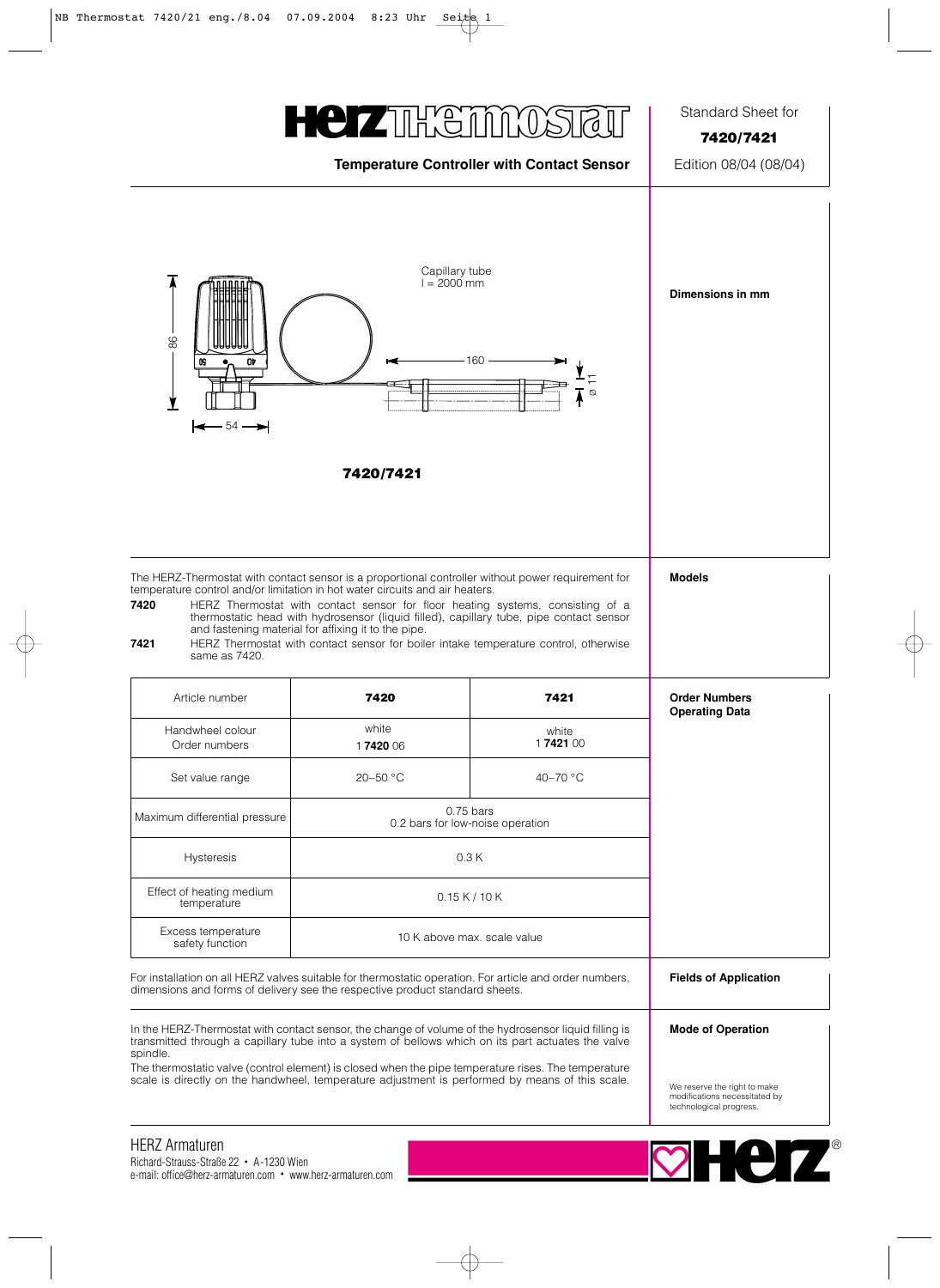# HERZ Thermostat

**Temperature Controller with Contact Sensor**

Standard Sheet for

**7420/7421**

Edition 08/04 (08/04)

**Dimensions in mm**

Capillary tube
l = 2000 mm

160

ø 11

86

54

**7420/7421**

**Models**

The HERZ-Thermostat with contact sensor is a proportional controller without power requirement for temperature control and/or limitation in hot water circuits and air heaters.

**7420** HERZ Thermostat with contact sensor for floor heating systems, consisting of a thermostatic head with hydrosensor (liquid filled), capillary tube, pipe contact sensor and fastening material for affixing it to the pipe.

**7421** HERZ Thermostat with contact sensor for boiler intake temperature control, otherwise same as 7420.

**Order Numbers**
**Operating Data**

| Article number | **7420** | **7421** |
|---|---|---|
| Handwheel colour<br>Order numbers | white<br>1 **7420** 06 | white<br>1 **7421** 00 |
| Set value range | 20–50 °C | 40–70 °C |
| Maximum differential pressure | 0.75 bars<br>0.2 bars for low-noise operation | |
| Hysteresis | 0.3 K | |
| Effect of heating medium temperature | 0.15 K / 10 K | |
| Excess temperature safety function | 10 K above max. scale value | |

**Fields of Application**

For installation on all HERZ valves suitable for thermostatic operation. For article and order numbers, dimensions and forms of delivery see the respective product standard sheets.

**Mode of Operation**

In the HERZ-Thermostat with contact sensor, the change of volume of the hydrosensor liquid filling is transmitted through a capillary tube into a system of bellows which on its part actuates the valve spindle.

The thermostatic valve (control element) is closed when the pipe temperature rises. The temperature scale is directly on the handwheel, temperature adjustment is performed by means of this scale.

We reserve the right to make modifications necessitated by technological progress.

HERZ Armaturen
Richard-Strauss-Straße 22 • A-1230 Wien
e-mail: office@herz-armaturen.com • www.herz-armaturen.com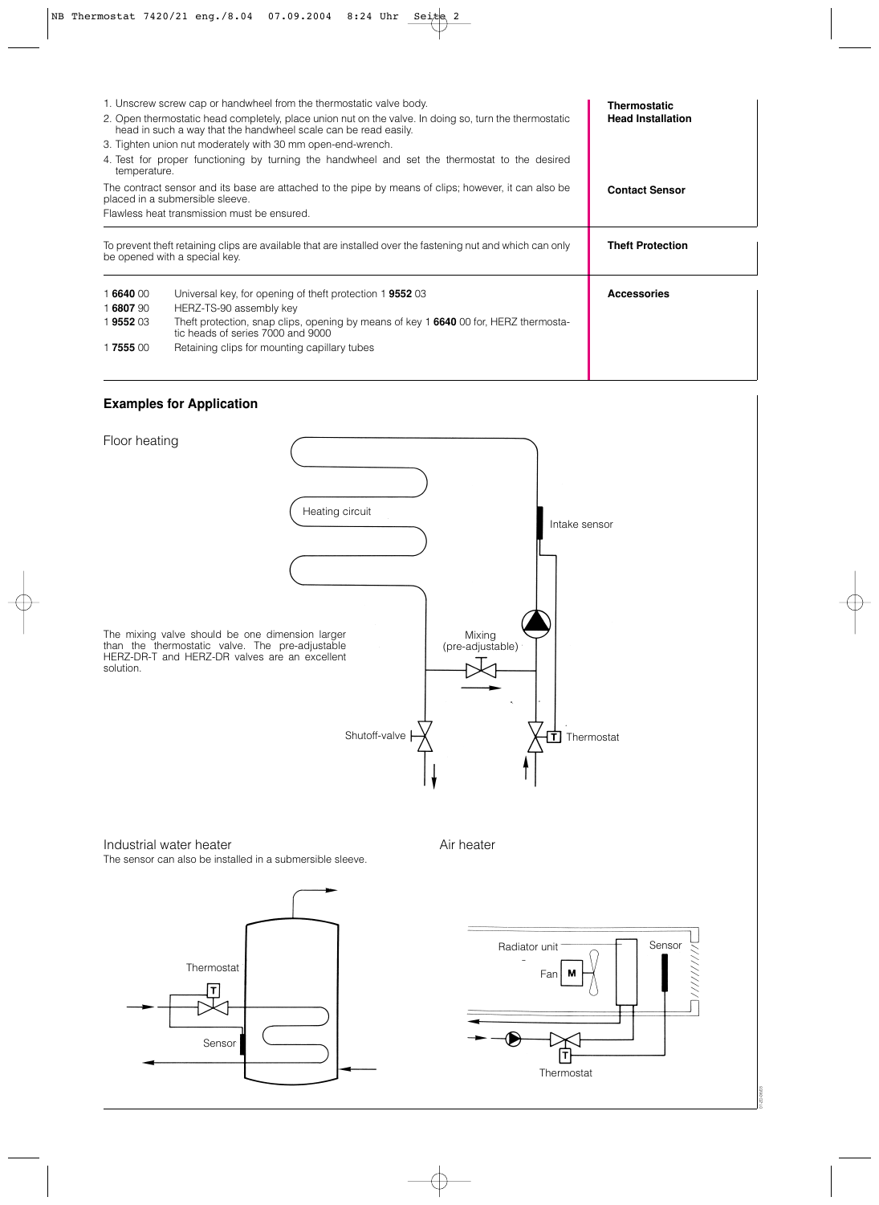### Thermostatic Head Installation

1. Unscrew screw cap or handwheel from the thermostatic valve body.
2. Open thermostatic head completely, place union nut on the valve. In doing so, turn the thermostatic head in such a way that the handwheel scale can be read easily.
3. Tighten union nut moderately with 30 mm open-end-wrench.
4. Test for proper functioning by turning the handwheel and set the thermostat to the desired temperature.

### Contact Sensor

The contract sensor and its base are attached to the pipe by means of clips; however, it can also be placed in a submersible sleeve.

Flawless heat transmission must be ensured.

### Theft Protection

To prevent theft retaining clips are available that are installed over the fastening nut and which can only be opened with a special key.

### Accessories

| | |
|---|---|
| 1 **6640** 00 | Universal key, for opening of theft protection 1 **9552** 03 |
| 1 **6807** 90 | HERZ-TS-90 assembly key |
| 1 **9552** 03 | Theft protection, snap clips, opening by means of key 1 **6640** 00 for, HERZ thermostatic heads of series 7000 and 9000 |
| 1 **7555** 00 | Retaining clips for mounting capillary tubes |

## Examples for Application

Floor heating

Heating circuit

Intake sensor

Mixing (pre-adjustable)

Shutoff-valve

Thermostat

The mixing valve should be one dimension larger than the thermostatic valve. The pre-adjustable HERZ-DR-T and HERZ-DR valves are an excellent solution.

Industrial water heater

The sensor can also be installed in a submersible sleeve.

Thermostat

Sensor

Air heater

Radiator unit

Fan

M

Sensor

Thermostat